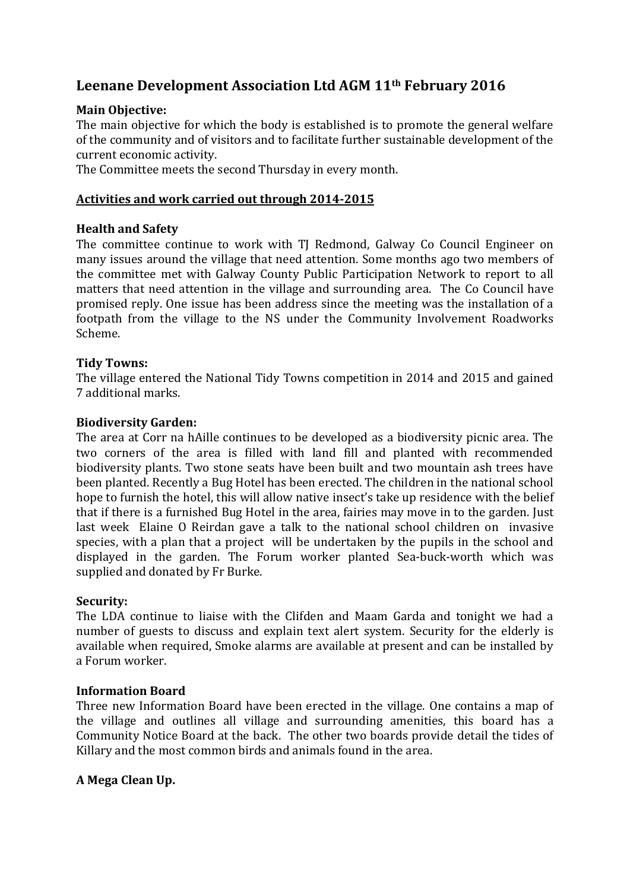# Leenane Development Association Ltd AGM 11th February 2016

**Main Objective:**

The main objective for which the body is established is to promote the general welfare of the community and of visitors and to facilitate further sustainable development of the current economic activity.

The Committee meets the second Thursday in every month.

## Activities and work carried out through 2014-2015

**Health and Safety**

The committee continue to work with TJ Redmond, Galway Co Council Engineer on many issues around the village that need attention. Some months ago two members of the committee met with Galway County Public Participation Network to report to all matters that need attention in the village and surrounding area. The Co Council have promised reply. One issue has been address since the meeting was the installation of a footpath from the village to the NS under the Community Involvement Roadworks Scheme.

**Tidy Towns:**

The village entered the National Tidy Towns competition in 2014 and 2015 and gained 7 additional marks.

**Biodiversity Garden:**

The area at Corr na hAille continues to be developed as a biodiversity picnic area. The two corners of the area is filled with land fill and planted with recommended biodiversity plants. Two stone seats have been built and two mountain ash trees have been planted. Recently a Bug Hotel has been erected. The children in the national school hope to furnish the hotel, this will allow native insect's take up residence with the belief that if there is a furnished Bug Hotel in the area, fairies may move in to the garden. Just last week Elaine O Reirdan gave a talk to the national school children on invasive species, with a plan that a project will be undertaken by the pupils in the school and displayed in the garden. The Forum worker planted Sea-buck-worth which was supplied and donated by Fr Burke.

**Security:**

The LDA continue to liaise with the Clifden and Maam Garda and tonight we had a number of guests to discuss and explain text alert system. Security for the elderly is available when required, Smoke alarms are available at present and can be installed by a Forum worker.

**Information Board**

Three new Information Board have been erected in the village. One contains a map of the village and outlines all village and surrounding amenities, this board has a Community Notice Board at the back. The other two boards provide detail the tides of Killary and the most common birds and animals found in the area.

**A Mega Clean Up.**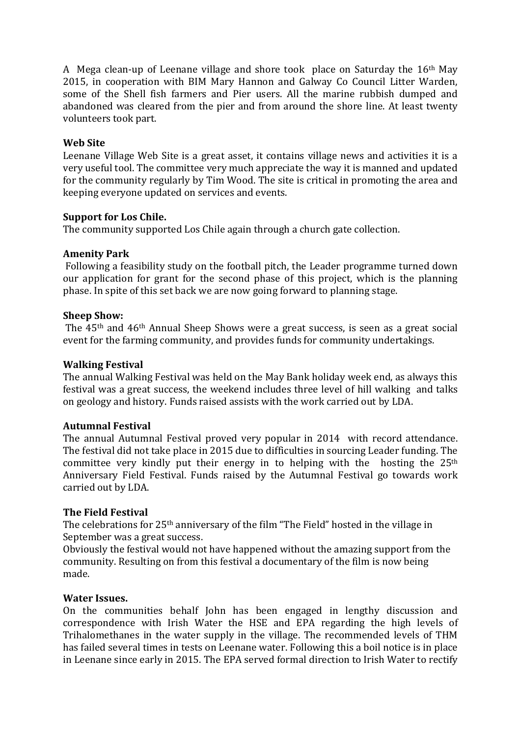A Mega clean-up of Leenane village and shore took place on Saturday the 16th May 2015, in cooperation with BIM Mary Hannon and Galway Co Council Litter Warden, some of the Shell fish farmers and Pier users. All the marine rubbish dumped and abandoned was cleared from the pier and from around the shore line. At least twenty volunteers took part.

**Web Site**

Leenane Village Web Site is a great asset, it contains village news and activities it is a very useful tool. The committee very much appreciate the way it is manned and updated for the community regularly by Tim Wood. The site is critical in promoting the area and keeping everyone updated on services and events.

**Support for Los Chile.**

The community supported Los Chile again through a church gate collection.

**Amenity Park**

Following a feasibility study on the football pitch, the Leader programme turned down our application for grant for the second phase of this project, which is the planning phase. In spite of this set back we are now going forward to planning stage.

**Sheep Show:**

The 45th and 46th Annual Sheep Shows were a great success, is seen as a great social event for the farming community, and provides funds for community undertakings.

**Walking Festival**

The annual Walking Festival was held on the May Bank holiday week end, as always this festival was a great success, the weekend includes three level of hill walking and talks on geology and history. Funds raised assists with the work carried out by LDA.

**Autumnal Festival**

The annual Autumnal Festival proved very popular in 2014 with record attendance. The festival did not take place in 2015 due to difficulties in sourcing Leader funding. The committee very kindly put their energy in to helping with the hosting the 25th Anniversary Field Festival. Funds raised by the Autumnal Festival go towards work carried out by LDA.

**The Field Festival**

The celebrations for 25th anniversary of the film "The Field" hosted in the village in September was a great success.

Obviously the festival would not have happened without the amazing support from the community. Resulting on from this festival a documentary of the film is now being made.

**Water Issues.**

On the communities behalf John has been engaged in lengthy discussion and correspondence with Irish Water the HSE and EPA regarding the high levels of Trihalomethanes in the water supply in the village. The recommended levels of THM has failed several times in tests on Leenane water. Following this a boil notice is in place in Leenane since early in 2015. The EPA served formal direction to Irish Water to rectify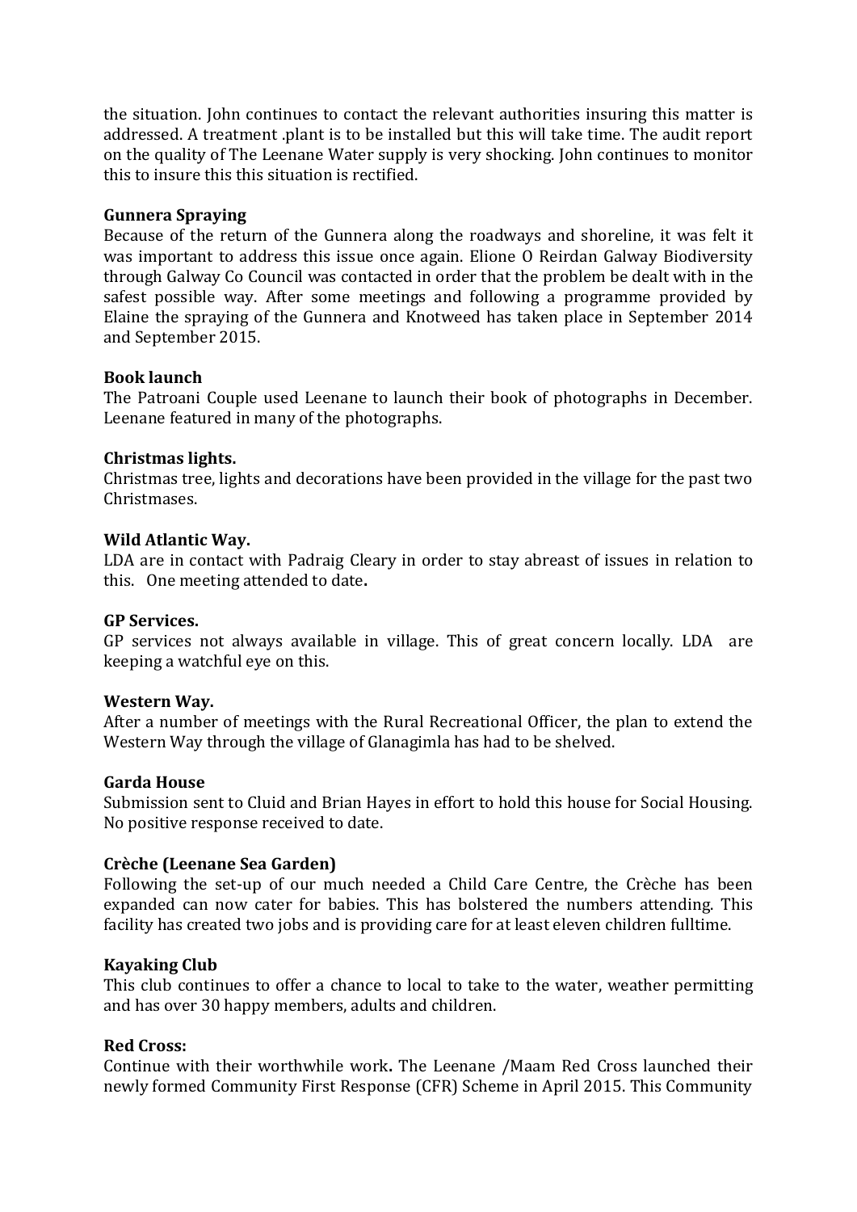the situation. John continues to contact the relevant authorities insuring this matter is addressed. A treatment .plant is to be installed but this will take time. The audit report on the quality of The Leenane Water supply is very shocking. John continues to monitor this to insure this this situation is rectified.

**Gunnera Spraying**

Because of the return of the Gunnera along the roadways and shoreline, it was felt it was important to address this issue once again. Elione O Reirdan Galway Biodiversity through Galway Co Council was contacted in order that the problem be dealt with in the safest possible way. After some meetings and following a programme provided by Elaine the spraying of the Gunnera and Knotweed has taken place in September 2014 and September 2015.

**Book launch**

The Patroani Couple used Leenane to launch their book of photographs in December. Leenane featured in many of the photographs.

**Christmas lights.**

Christmas tree, lights and decorations have been provided in the village for the past two Christmases.

**Wild Atlantic Way.**

LDA are in contact with Padraig Cleary in order to stay abreast of issues in relation to this. One meeting attended to date**.**

**GP Services.**

GP services not always available in village. This of great concern locally. LDA are keeping a watchful eye on this.

**Western Way.**

After a number of meetings with the Rural Recreational Officer, the plan to extend the Western Way through the village of Glanagimla has had to be shelved.

**Garda House**

Submission sent to Cluid and Brian Hayes in effort to hold this house for Social Housing. No positive response received to date.

**Crèche (Leenane Sea Garden)**

Following the set-up of our much needed a Child Care Centre, the Crèche has been expanded can now cater for babies. This has bolstered the numbers attending. This facility has created two jobs and is providing care for at least eleven children fulltime.

**Kayaking Club**

This club continues to offer a chance to local to take to the water, weather permitting and has over 30 happy members, adults and children.

**Red Cross:**

Continue with their worthwhile work**.** The Leenane /Maam Red Cross launched their newly formed Community First Response (CFR) Scheme in April 2015. This Community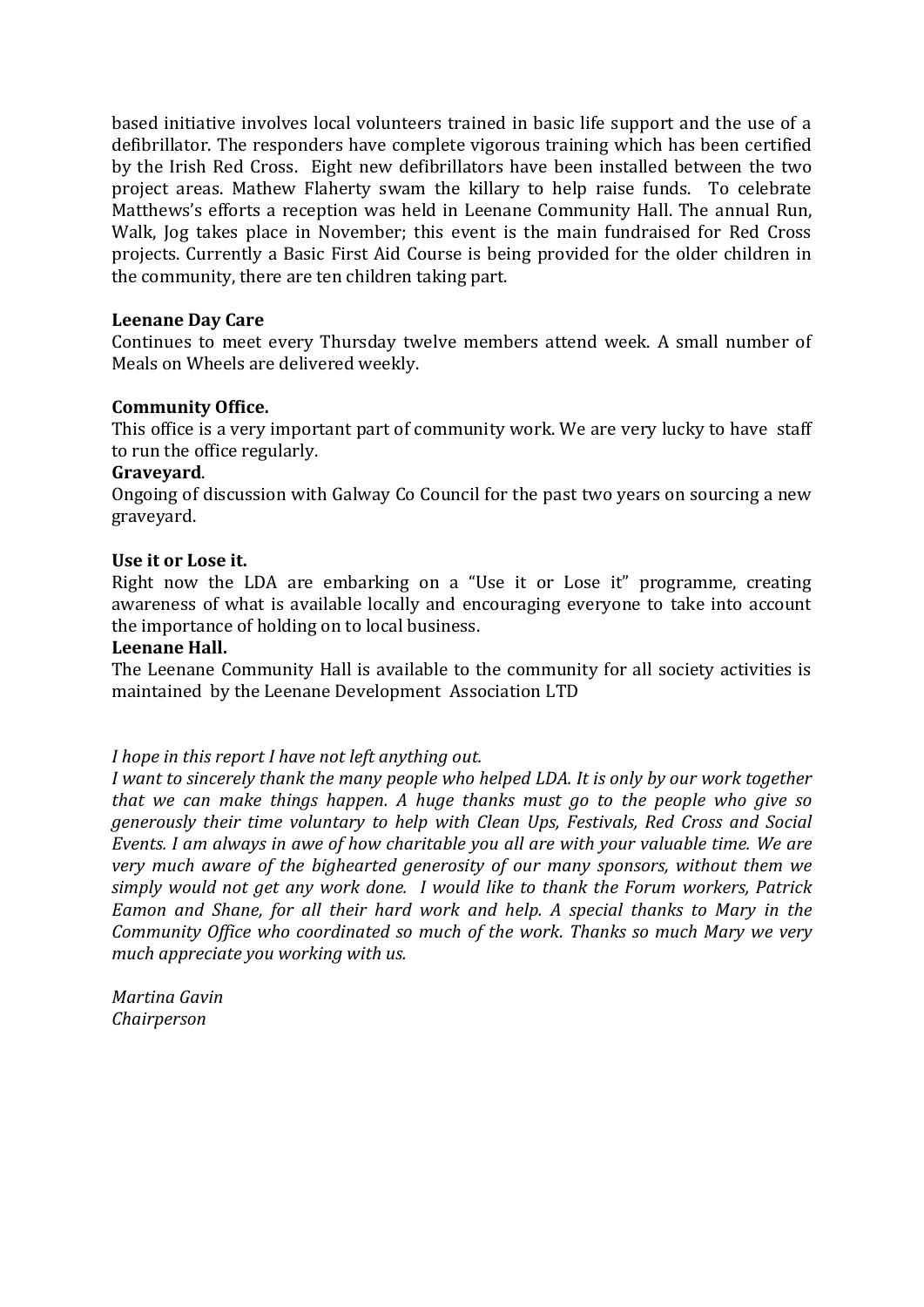based initiative involves local volunteers trained in basic life support and the use of a defibrillator. The responders have complete vigorous training which has been certified by the Irish Red Cross. Eight new defibrillators have been installed between the two project areas. Mathew Flaherty swam the killary to help raise funds. To celebrate Matthews's efforts a reception was held in Leenane Community Hall. The annual Run, Walk, Jog takes place in November; this event is the main fundraised for Red Cross projects. Currently a Basic First Aid Course is being provided for the older children in the community, there are ten children taking part.

**Leenane Day Care**

Continues to meet every Thursday twelve members attend week. A small number of Meals on Wheels are delivered weekly.

**Community Office.**

This office is a very important part of community work. We are very lucky to have staff to run the office regularly.

**Graveyard**.

Ongoing of discussion with Galway Co Council for the past two years on sourcing a new graveyard.

**Use it or Lose it.**

Right now the LDA are embarking on a "Use it or Lose it" programme, creating awareness of what is available locally and encouraging everyone to take into account the importance of holding on to local business.

**Leenane Hall.**

The Leenane Community Hall is available to the community for all society activities is maintained by the Leenane Development Association LTD

*I hope in this report I have not left anything out.*

*I want to sincerely thank the many people who helped LDA. It is only by our work together that we can make things happen. A huge thanks must go to the people who give so generously their time voluntary to help with Clean Ups, Festivals, Red Cross and Social Events. I am always in awe of how charitable you all are with your valuable time. We are very much aware of the bighearted generosity of our many sponsors, without them we simply would not get any work done. I would like to thank the Forum workers, Patrick Eamon and Shane, for all their hard work and help. A special thanks to Mary in the Community Office who coordinated so much of the work. Thanks so much Mary we very much appreciate you working with us.*

*Martina Gavin*
*Chairperson*